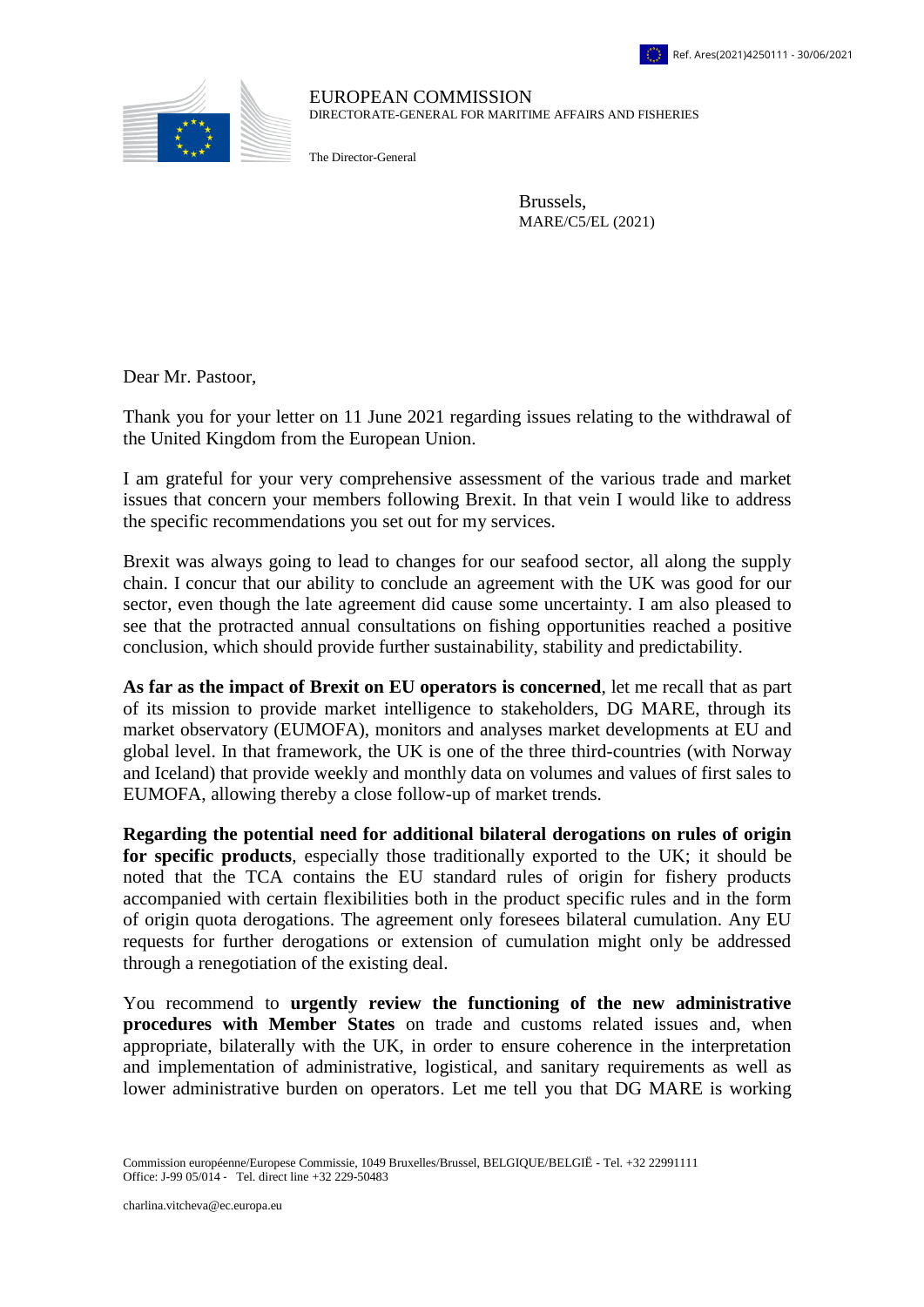Ref. Ares(2021)4250111 - 30/06/2021

EUROPEAN COMMISSION
DIRECTORATE-GENERAL FOR MARITIME AFFAIRS AND FISHERIES

The Director-General

Brussels,
MARE/C5/EL (2021)

Dear Mr. Pastoor,

Thank you for your letter on 11 June 2021 regarding issues relating to the withdrawal of the United Kingdom from the European Union.

I am grateful for your very comprehensive assessment of the various trade and market issues that concern your members following Brexit. In that vein I would like to address the specific recommendations you set out for my services.

Brexit was always going to lead to changes for our seafood sector, all along the supply chain. I concur that our ability to conclude an agreement with the UK was good for our sector, even though the late agreement did cause some uncertainty. I am also pleased to see that the protracted annual consultations on fishing opportunities reached a positive conclusion, which should provide further sustainability, stability and predictability.

**As far as the impact of Brexit on EU operators is concerned**, let me recall that as part of its mission to provide market intelligence to stakeholders, DG MARE, through its market observatory (EUMOFA), monitors and analyses market developments at EU and global level. In that framework, the UK is one of the three third-countries (with Norway and Iceland) that provide weekly and monthly data on volumes and values of first sales to EUMOFA, allowing thereby a close follow-up of market trends.

**Regarding the potential need for additional bilateral derogations on rules of origin for specific products**, especially those traditionally exported to the UK; it should be noted that the TCA contains the EU standard rules of origin for fishery products accompanied with certain flexibilities both in the product specific rules and in the form of origin quota derogations. The agreement only foresees bilateral cumulation. Any EU requests for further derogations or extension of cumulation might only be addressed through a renegotiation of the existing deal.

You recommend to **urgently review the functioning of the new administrative procedures with Member States** on trade and customs related issues and, when appropriate, bilaterally with the UK, in order to ensure coherence in the interpretation and implementation of administrative, logistical, and sanitary requirements as well as lower administrative burden on operators. Let me tell you that DG MARE is working

Commission européenne/Europese Commissie, 1049 Bruxelles/Brussel, BELGIQUE/BELGIË - Tel. +32 22991111
Office: J-99 05/014 - Tel. direct line +32 229-50483

charlina.vitcheva@ec.europa.eu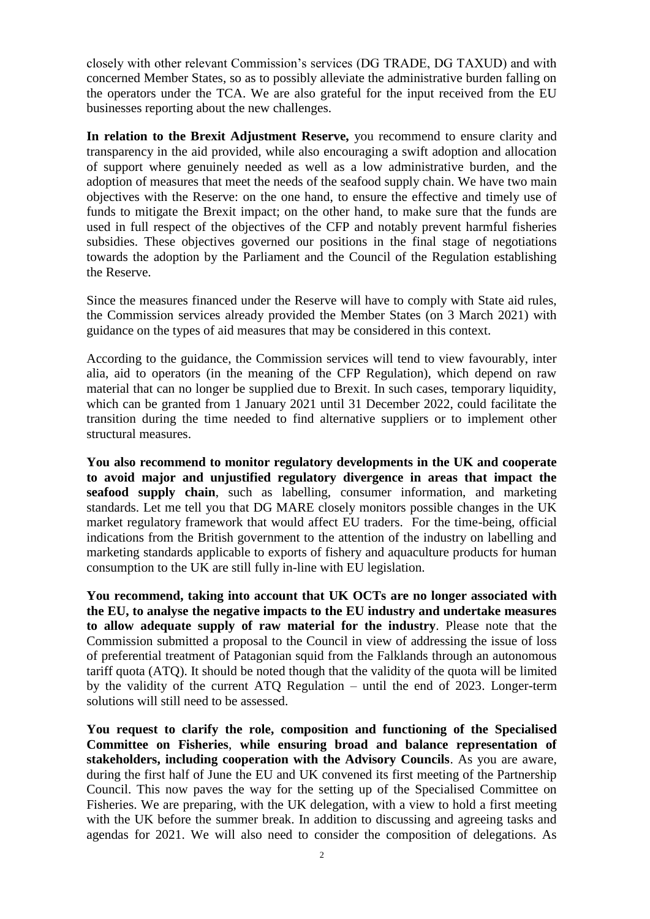closely with other relevant Commission's services (DG TRADE, DG TAXUD) and with concerned Member States, so as to possibly alleviate the administrative burden falling on the operators under the TCA. We are also grateful for the input received from the EU businesses reporting about the new challenges.

**In relation to the Brexit Adjustment Reserve,** you recommend to ensure clarity and transparency in the aid provided, while also encouraging a swift adoption and allocation of support where genuinely needed as well as a low administrative burden, and the adoption of measures that meet the needs of the seafood supply chain. We have two main objectives with the Reserve: on the one hand, to ensure the effective and timely use of funds to mitigate the Brexit impact; on the other hand, to make sure that the funds are used in full respect of the objectives of the CFP and notably prevent harmful fisheries subsidies. These objectives governed our positions in the final stage of negotiations towards the adoption by the Parliament and the Council of the Regulation establishing the Reserve.

Since the measures financed under the Reserve will have to comply with State aid rules, the Commission services already provided the Member States (on 3 March 2021) with guidance on the types of aid measures that may be considered in this context.

According to the guidance, the Commission services will tend to view favourably, inter alia, aid to operators (in the meaning of the CFP Regulation), which depend on raw material that can no longer be supplied due to Brexit. In such cases, temporary liquidity, which can be granted from 1 January 2021 until 31 December 2022, could facilitate the transition during the time needed to find alternative suppliers or to implement other structural measures.

**You also recommend to monitor regulatory developments in the UK and cooperate to avoid major and unjustified regulatory divergence in areas that impact the seafood supply chain**, such as labelling, consumer information, and marketing standards. Let me tell you that DG MARE closely monitors possible changes in the UK market regulatory framework that would affect EU traders. For the time-being, official indications from the British government to the attention of the industry on labelling and marketing standards applicable to exports of fishery and aquaculture products for human consumption to the UK are still fully in-line with EU legislation.

**You recommend, taking into account that UK OCTs are no longer associated with the EU, to analyse the negative impacts to the EU industry and undertake measures to allow adequate supply of raw material for the industry**. Please note that the Commission submitted a proposal to the Council in view of addressing the issue of loss of preferential treatment of Patagonian squid from the Falklands through an autonomous tariff quota (ATQ). It should be noted though that the validity of the quota will be limited by the validity of the current ATQ Regulation – until the end of 2023. Longer-term solutions will still need to be assessed.

**You request to clarify the role, composition and functioning of the Specialised Committee on Fisheries**, **while ensuring broad and balance representation of stakeholders, including cooperation with the Advisory Councils**. As you are aware, during the first half of June the EU and UK convened its first meeting of the Partnership Council. This now paves the way for the setting up of the Specialised Committee on Fisheries. We are preparing, with the UK delegation, with a view to hold a first meeting with the UK before the summer break. In addition to discussing and agreeing tasks and agendas for 2021. We will also need to consider the composition of delegations. As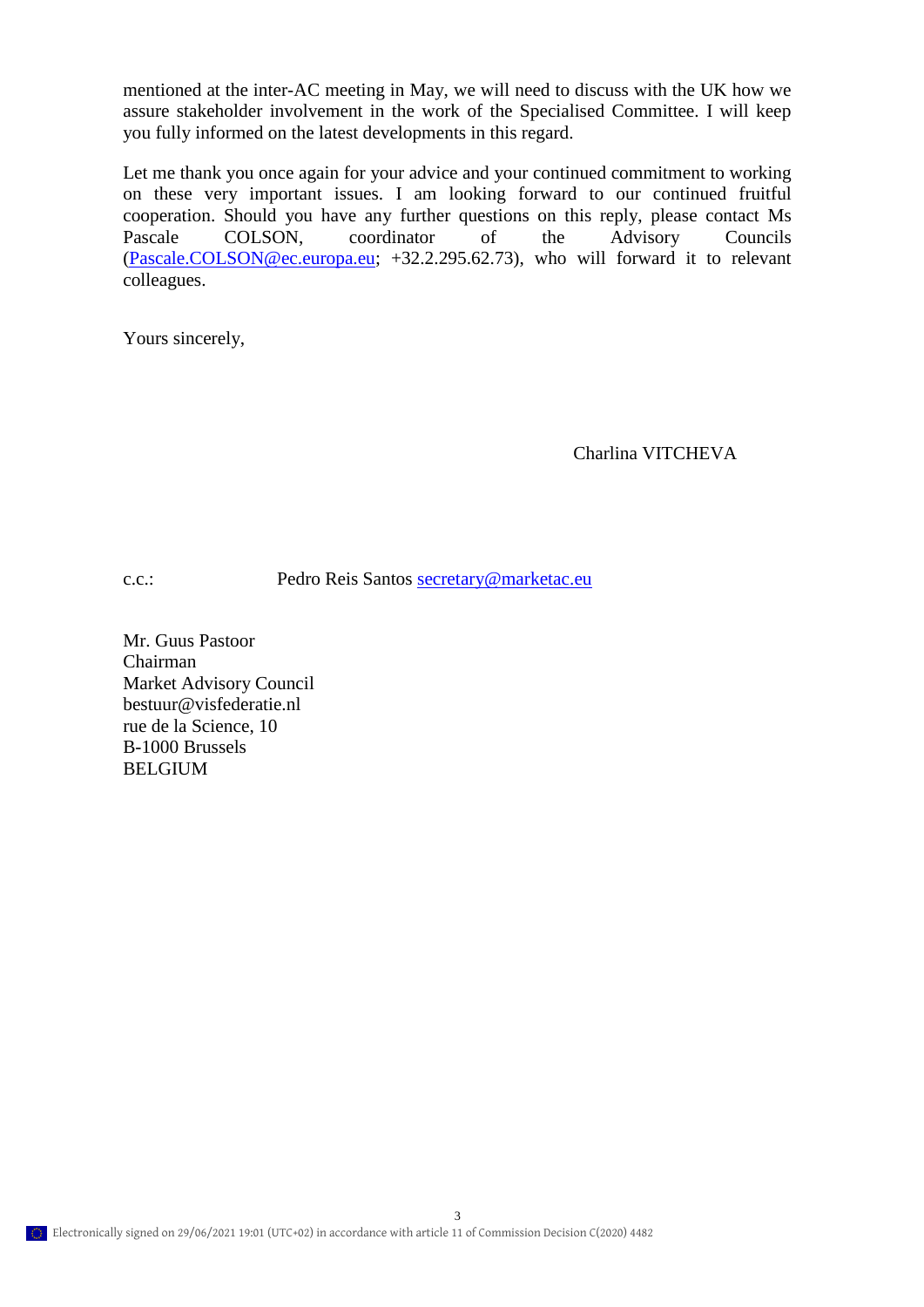mentioned at the inter-AC meeting in May, we will need to discuss with the UK how we assure stakeholder involvement in the work of the Specialised Committee. I will keep you fully informed on the latest developments in this regard.

Let me thank you once again for your advice and your continued commitment to working on these very important issues. I am looking forward to our continued fruitful cooperation. Should you have any further questions on this reply, please contact Ms Pascale COLSON, coordinator of the Advisory Councils (Pascale.COLSON@ec.europa.eu; +32.2.295.62.73), who will forward it to relevant colleagues.

Yours sincerely,

Charlina VITCHEVA

c.c.: Pedro Reis Santos secretary@marketac.eu

Mr. Guus Pastoor
Chairman
Market Advisory Council
bestuur@visfederatie.nl
rue de la Science, 10
B-1000 Brussels
BELGIUM

Electronically signed on 29/06/2021 19:01 (UTC+02) in accordance with article 11 of Commission Decision C(2020) 4482